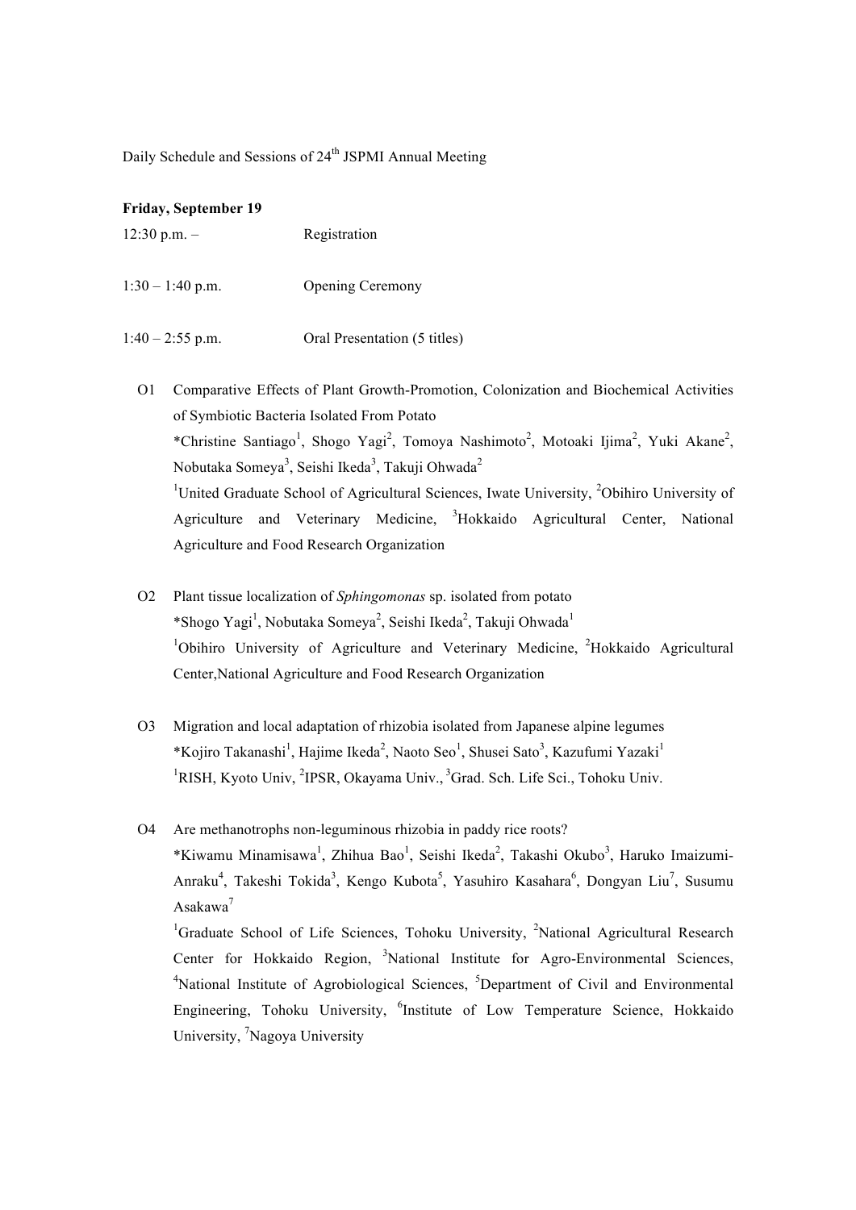Daily Schedule and Sessions of 24th JSPMI Annual Meeting

**Friday, September 19**

12:30 p.m. – Registration

1:30 – 1:40 p.m. Opening Ceremony

1:40 – 2:55 p.m. Oral Presentation (5 titles)

O1 Comparative Effects of Plant Growth-Promotion, Colonization and Biochemical Activities of Symbiotic Bacteria Isolated From Potato
*Christine Santiago[1], Shogo Yagi[2], Tomoya Nashimoto[2], Motoaki Ijima[2], Yuki Akane[2], Nobutaka Someya[3], Seishi Ikeda[3], Takuji Ohwada[2]
[1]United Graduate School of Agricultural Sciences, Iwate University, [2]Obihiro University of Agriculture and Veterinary Medicine, [3]Hokkaido Agricultural Center, National Agriculture and Food Research Organization

O2 Plant tissue localization of *Sphingomonas* sp. isolated from potato
*Shogo Yagi[1], Nobutaka Someya[2], Seishi Ikeda[2], Takuji Ohwada[1]
[1]Obihiro University of Agriculture and Veterinary Medicine, [2]Hokkaido Agricultural Center,National Agriculture and Food Research Organization

O3 Migration and local adaptation of rhizobia isolated from Japanese alpine legumes
*Kojiro Takanashi[1], Hajime Ikeda[2], Naoto Seo[1], Shusei Sato[3], Kazufumi Yazaki[1]
[1]RISH, Kyoto Univ, [2]IPSR, Okayama Univ., [3]Grad. Sch. Life Sci., Tohoku Univ.

O4 Are methanotrophs non-leguminous rhizobia in paddy rice roots?
*Kiwamu Minamisawa[1], Zhihua Bao[1], Seishi Ikeda[2], Takashi Okubo[3], Haruko Imaizumi-Anraku[4], Takeshi Tokida[3], Kengo Kubota[5], Yasuhiro Kasahara[6], Dongyan Liu[7], Susumu Asakawa[7]
[1]Graduate School of Life Sciences, Tohoku University, [2]National Agricultural Research Center for Hokkaido Region, [3]National Institute for Agro-Environmental Sciences, [4]National Institute of Agrobiological Sciences, [5]Department of Civil and Environmental Engineering, Tohoku University, [6]Institute of Low Temperature Science, Hokkaido University, [7]Nagoya University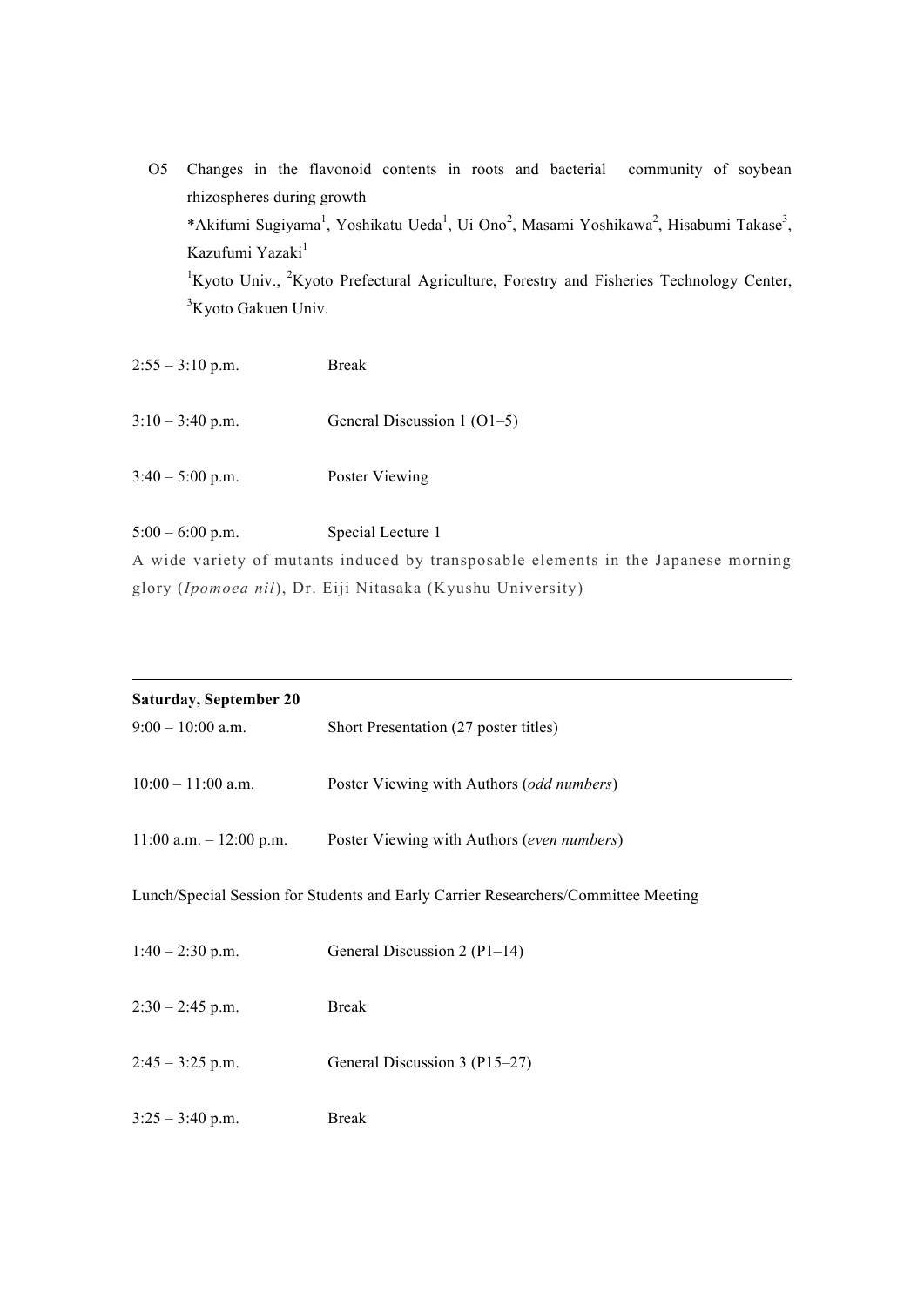O5 Changes in the flavonoid contents in roots and bacterial community of soybean rhizospheres during growth

*Akifumi Sugiyama[1], Yoshikatu Ueda[1], Ui Ono[2], Masami Yoshikawa[2], Hisabumi Takase[3], Kazufumi Yazaki[1]

[1]Kyoto Univ., [2]Kyoto Prefectural Agriculture, Forestry and Fisheries Technology Center, [3]Kyoto Gakuen Univ.

2:55 – 3:10 p.m. Break

3:10 – 3:40 p.m. General Discussion 1 (O1–5)

3:40 – 5:00 p.m. Poster Viewing

5:00 – 6:00 p.m. Special Lecture 1

A wide variety of mutants induced by transposable elements in the Japanese morning glory (*Ipomoea nil*), Dr. Eiji Nitasaka (Kyushu University)

---

**Saturday, September 20**

9:00 – 10:00 a.m. Short Presentation (27 poster titles)

10:00 – 11:00 a.m. Poster Viewing with Authors (*odd numbers*)

11:00 a.m. – 12:00 p.m. Poster Viewing with Authors (*even numbers*)

Lunch/Special Session for Students and Early Carrier Researchers/Committee Meeting

1:40 – 2:30 p.m. General Discussion 2 (P1–14)

2:30 – 2:45 p.m. Break

2:45 – 3:25 p.m. General Discussion 3 (P15–27)

3:25 – 3:40 p.m. Break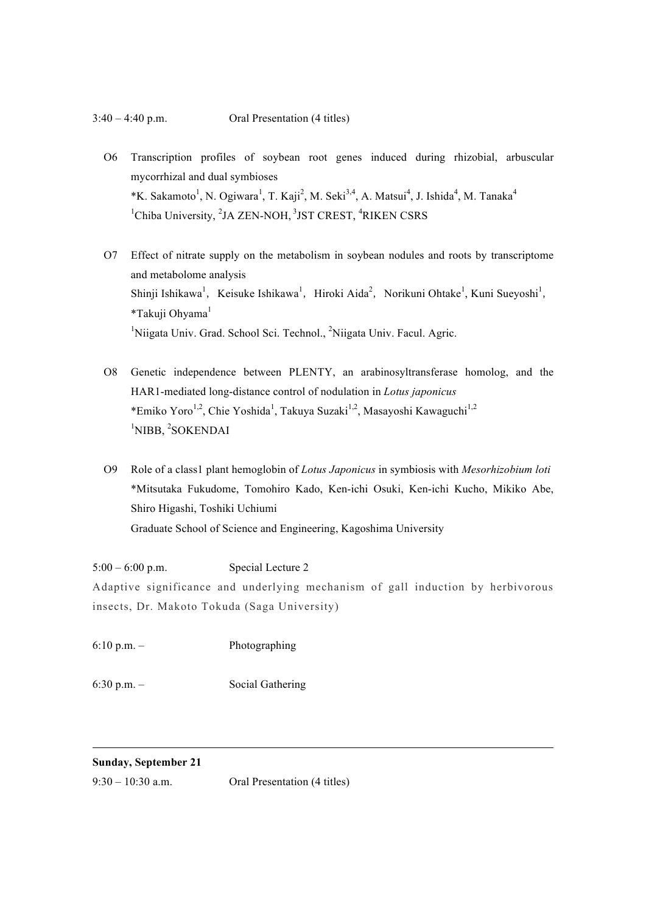3:40 – 4:40 p.m. Oral Presentation (4 titles)

O6 Transcription profiles of soybean root genes induced during rhizobial, arbuscular mycorrhizal and dual symbioses
*K. Sakamoto[1], N. Ogiwara[1], T. Kaji[2], M. Seki[3,4], A. Matsui[4], J. Ishida[4], M. Tanaka[4]
[1]Chiba University, [2]JA ZEN-NOH, [3]JST CREST, [4]RIKEN CSRS

O7 Effect of nitrate supply on the metabolism in soybean nodules and roots by transcriptome and metabolome analysis
Shinji Ishikawa[1], Keisuke Ishikawa[1], Hiroki Aida[2], Norikuni Ohtake[1], Kuni Sueyoshi[1], *Takuji Ohyama[1]
[1]Niigata Univ. Grad. School Sci. Technol., [2]Niigata Univ. Facul. Agric.

O8 Genetic independence between PLENTY, an arabinosyltransferase homolog, and the HAR1-mediated long-distance control of nodulation in *Lotus japonicus*
*Emiko Yoro[1,2], Chie Yoshida[1], Takuya Suzaki[1,2], Masayoshi Kawaguchi[1,2]
[1]NIBB, [2]SOKENDAI

O9 Role of a class1 plant hemoglobin of *Lotus Japonicus* in symbiosis with *Mesorhizobium loti*
*Mitsutaka Fukudome, Tomohiro Kado, Ken-ichi Osuki, Ken-ichi Kucho, Mikiko Abe, Shiro Higashi, Toshiki Uchiumi
Graduate School of Science and Engineering, Kagoshima University

5:00 – 6:00 p.m. Special Lecture 2

Adaptive significance and underlying mechanism of gall induction by herbivorous insects, Dr. Makoto Tokuda (Saga University)

6:10 p.m. – Photographing

6:30 p.m. – Social Gathering

---

**Sunday, September 21**

9:30 – 10:30 a.m. Oral Presentation (4 titles)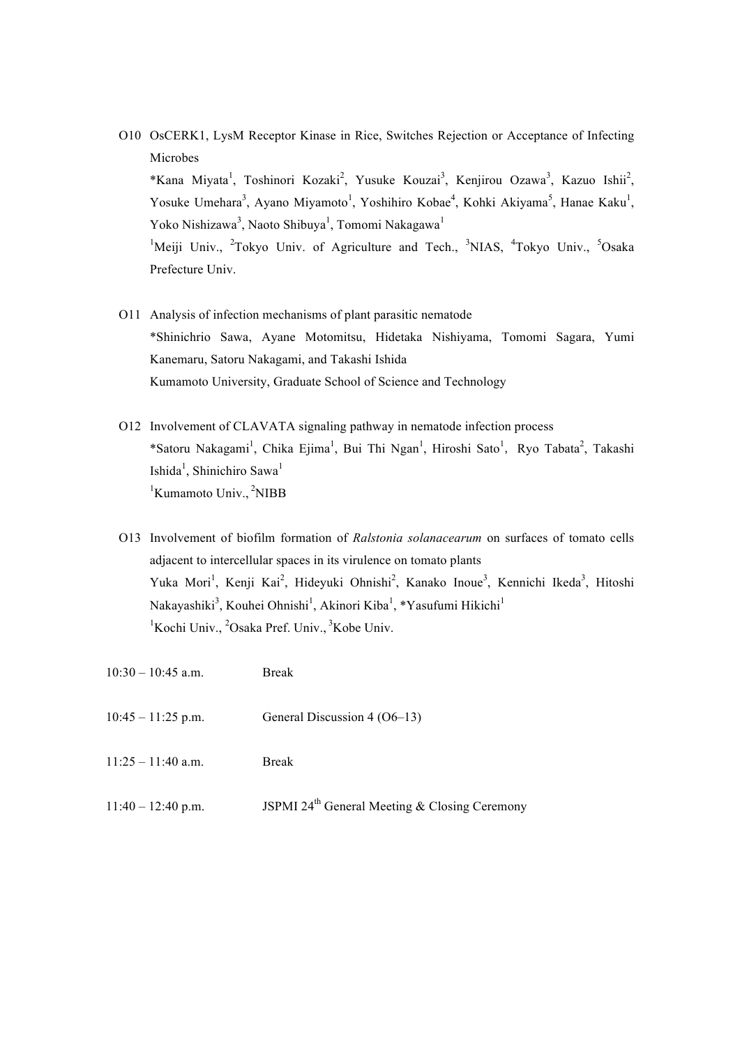O10 OsCERK1, LysM Receptor Kinase in Rice, Switches Rejection or Acceptance of Infecting Microbes

*Kana Miyata[1], Toshinori Kozaki[2], Yusuke Kouzai[3], Kenjirou Ozawa[3], Kazuo Ishii[2], Yosuke Umehara[3], Ayano Miyamoto[1], Yoshihiro Kobae[4], Kohki Akiyama[5], Hanae Kaku[1], Yoko Nishizawa[3], Naoto Shibuya[1], Tomomi Nakagawa[1]

[1]Meiji Univ., [2]Tokyo Univ. of Agriculture and Tech., [3]NIAS, [4]Tokyo Univ., [5]Osaka Prefecture Univ.

O11 Analysis of infection mechanisms of plant parasitic nematode

*Shinichrio Sawa, Ayane Motomitsu, Hidetaka Nishiyama, Tomomi Sagara, Yumi Kanemaru, Satoru Nakagami, and Takashi Ishida

Kumamoto University, Graduate School of Science and Technology

O12 Involvement of CLAVATA signaling pathway in nematode infection process

*Satoru Nakagami[1], Chika Ejima[1], Bui Thi Ngan[1], Hiroshi Sato[1], Ryo Tabata[2], Takashi Ishida[1], Shinichiro Sawa[1]

[1]Kumamoto Univ., [2]NIBB

O13 Involvement of biofilm formation of *Ralstonia solanacearum* on surfaces of tomato cells adjacent to intercellular spaces in its virulence on tomato plants

Yuka Mori[1], Kenji Kai[2], Hideyuki Ohnishi[2], Kanako Inoue[3], Kennichi Ikeda[3], Hitoshi Nakayashiki[3], Kouhei Ohnishi[1], Akinori Kiba[1], *Yasufumi Hikichi[1]

[1]Kochi Univ., [2]Osaka Pref. Univ., [3]Kobe Univ.

| | |
|---|---|
| 10:30 – 10:45 a.m. | Break |
| 10:45 – 11:25 p.m. | General Discussion 4 (O6–13) |
| 11:25 – 11:40 a.m. | Break |
| 11:40 – 12:40 p.m. | JSPMI 24th General Meeting & Closing Ceremony |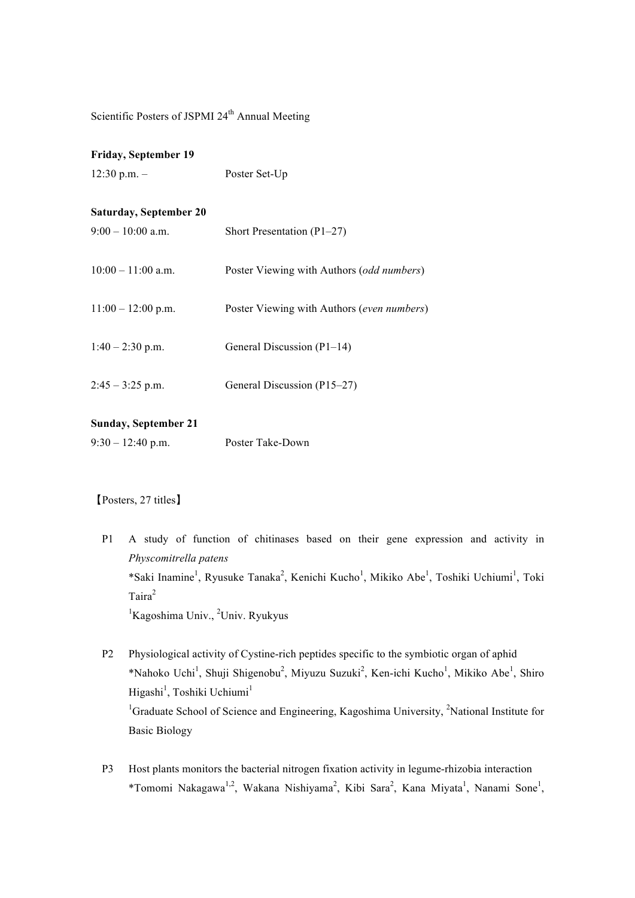Scientific Posters of JSPMI 24th Annual Meeting

**Friday, September 19**

12:30 p.m. – Poster Set-Up

**Saturday, September 20**

9:00 – 10:00 a.m. Short Presentation (P1–27)

10:00 – 11:00 a.m. Poster Viewing with Authors (*odd numbers*)

11:00 – 12:00 p.m. Poster Viewing with Authors (*even numbers*)

1:40 – 2:30 p.m. General Discussion (P1–14)

2:45 – 3:25 p.m. General Discussion (P15–27)

**Sunday, September 21**

9:30 – 12:40 p.m. Poster Take-Down

【Posters, 27 titles】

P1 A study of function of chitinases based on their gene expression and activity in *Physcomitrella patens*
*Saki Inamine[1], Ryusuke Tanaka[2], Kenichi Kucho[1], Mikiko Abe[1], Toshiki Uchiumi[1], Toki Taira[2]
[1]Kagoshima Univ., [2]Univ. Ryukyus

P2 Physiological activity of Cystine-rich peptides specific to the symbiotic organ of aphid
*Nahoko Uchi[1], Shuji Shigenobu[2], Miyuzu Suzuki[2], Ken-ichi Kucho[1], Mikiko Abe[1], Shiro Higashi[1], Toshiki Uchiumi[1]
[1]Graduate School of Science and Engineering, Kagoshima University, [2]National Institute for Basic Biology

P3 Host plants monitors the bacterial nitrogen fixation activity in legume-rhizobia interaction
*Tomomi Nakagawa[1,2], Wakana Nishiyama[2], Kibi Sara[2], Kana Miyata[1], Nanami Sone[1],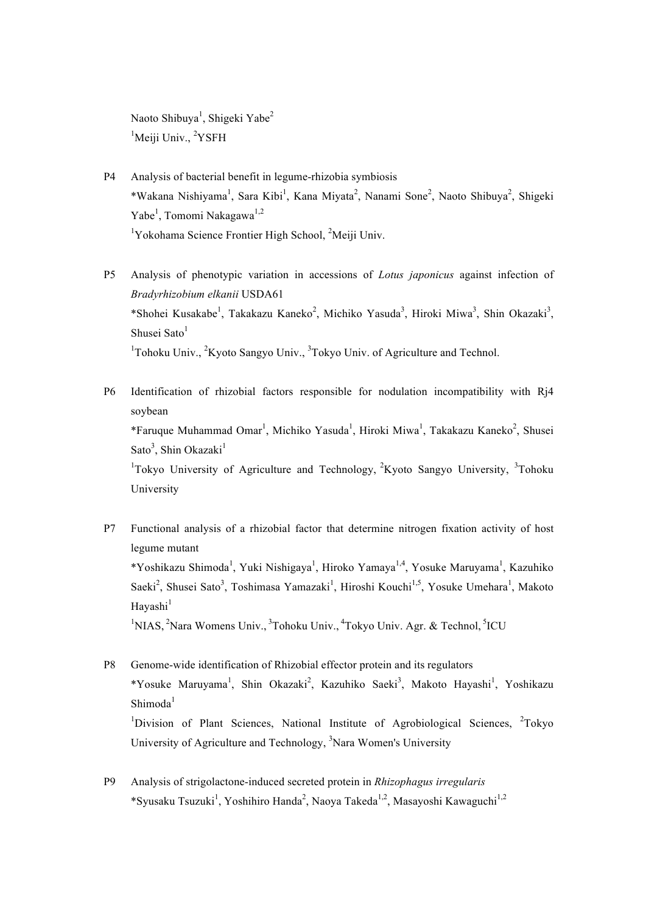Naoto Shibuya[1], Shigeki Yabe[2]
[1]Meiji Univ., [2]YSFH

P4 Analysis of bacterial benefit in legume-rhizobia symbiosis
*Wakana Nishiyama[1], Sara Kibi[1], Kana Miyata[2], Nanami Sone[2], Naoto Shibuya[2], Shigeki Yabe[1], Tomomi Nakagawa[1,2]
[1]Yokohama Science Frontier High School, [2]Meiji Univ.

P5 Analysis of phenotypic variation in accessions of *Lotus japonicus* against infection of *Bradyrhizobium elkanii* USDA61
*Shohei Kusakabe[1], Takakazu Kaneko[2], Michiko Yasuda[3], Hiroki Miwa[3], Shin Okazaki[3], Shusei Sato[1]
[1]Tohoku Univ., [2]Kyoto Sangyo Univ., [3]Tokyo Univ. of Agriculture and Technol.

P6 Identification of rhizobial factors responsible for nodulation incompatibility with Rj4 soybean
*Faruque Muhammad Omar[1], Michiko Yasuda[1], Hiroki Miwa[1], Takakazu Kaneko[2], Shusei Sato[3], Shin Okazaki[1]
[1]Tokyo University of Agriculture and Technology, [2]Kyoto Sangyo University, [3]Tohoku University

P7 Functional analysis of a rhizobial factor that determine nitrogen fixation activity of host legume mutant
*Yoshikazu Shimoda[1], Yuki Nishigaya[1], Hiroko Yamaya[1,4], Yosuke Maruyama[1], Kazuhiko Saeki[2], Shusei Sato[3], Toshimasa Yamazaki[1], Hiroshi Kouchi[1,5], Yosuke Umehara[1], Makoto Hayashi[1]
[1]NIAS, [2]Nara Womens Univ., [3]Tohoku Univ., [4]Tokyo Univ. Agr. & Technol, [5]ICU

P8 Genome-wide identification of Rhizobial effector protein and its regulators
*Yosuke Maruyama[1], Shin Okazaki[2], Kazuhiko Saeki[3], Makoto Hayashi[1], Yoshikazu Shimoda[1]
[1]Division of Plant Sciences, National Institute of Agrobiological Sciences, [2]Tokyo University of Agriculture and Technology, [3]Nara Women's University

P9 Analysis of strigolactone-induced secreted protein in *Rhizophagus irregularis*
*Syusaku Tsuzuki[1], Yoshihiro Handa[2], Naoya Takeda[1,2], Masayoshi Kawaguchi[1,2]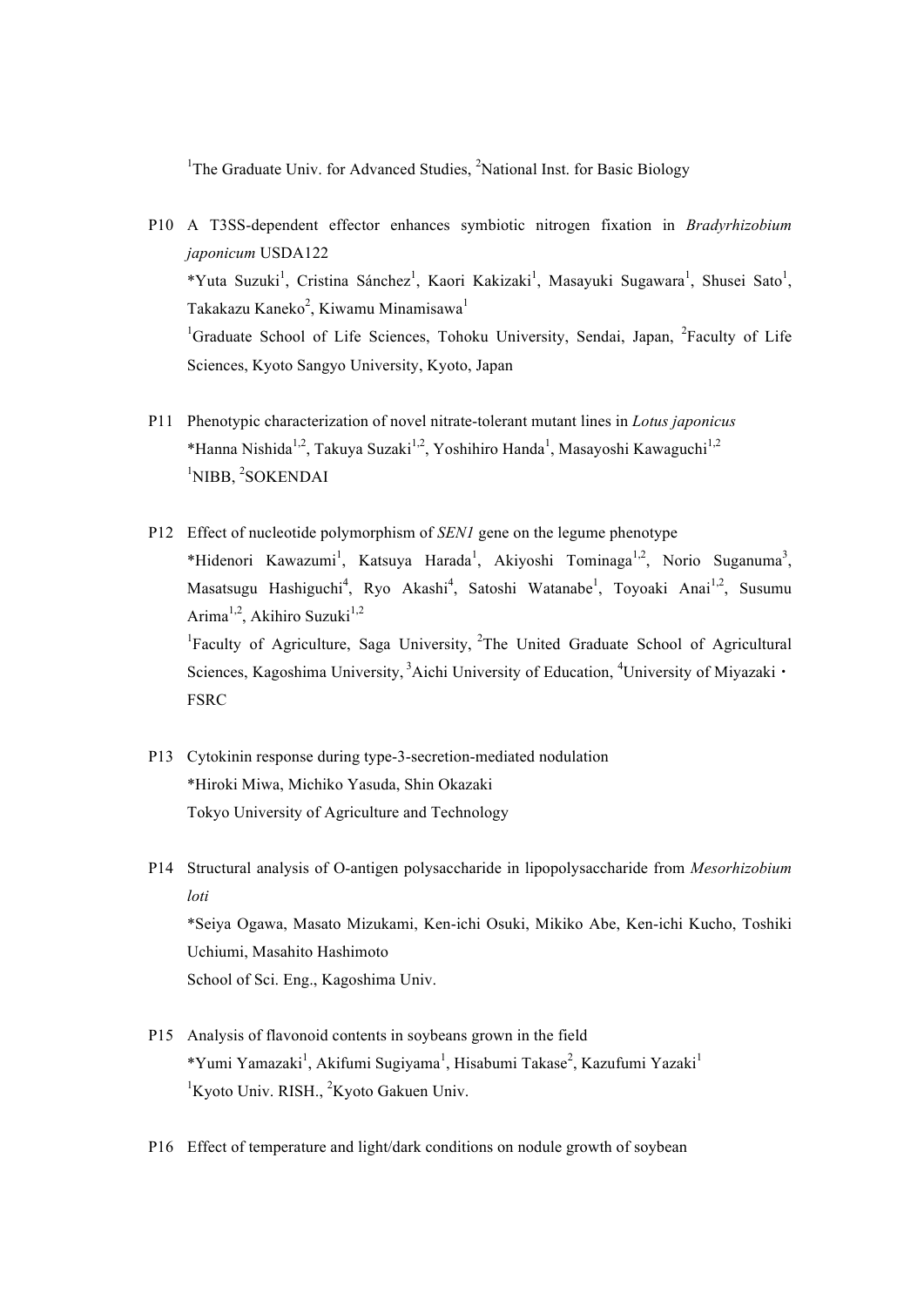[1]The Graduate Univ. for Advanced Studies, [2]National Inst. for Basic Biology

P10 A T3SS-dependent effector enhances symbiotic nitrogen fixation in *Bradyrhizobium japonicum* USDA122
*Yuta Suzuki[1], Cristina Sánchez[1], Kaori Kakizaki[1], Masayuki Sugawara[1], Shusei Sato[1], Takakazu Kaneko[2], Kiwamu Minamisawa[1]
[1]Graduate School of Life Sciences, Tohoku University, Sendai, Japan, [2]Faculty of Life Sciences, Kyoto Sangyo University, Kyoto, Japan

P11 Phenotypic characterization of novel nitrate-tolerant mutant lines in *Lotus japonicus*
*Hanna Nishida[1,2], Takuya Suzaki[1,2], Yoshihiro Handa[1], Masayoshi Kawaguchi[1,2]
[1]NIBB, [2]SOKENDAI

P12 Effect of nucleotide polymorphism of *SEN1* gene on the legume phenotype
*Hidenori Kawazumi[1], Katsuya Harada[1], Akiyoshi Tominaga[1,2], Norio Suganuma[3], Masatsugu Hashiguchi[4], Ryo Akashi[4], Satoshi Watanabe[1], Toyoaki Anai[1,2], Susumu Arima[1,2], Akihiro Suzuki[1,2]
[1]Faculty of Agriculture, Saga University, [2]The United Graduate School of Agricultural Sciences, Kagoshima University, [3]Aichi University of Education, [4]University of Miyazaki・FSRC

P13 Cytokinin response during type-3-secretion-mediated nodulation
*Hiroki Miwa, Michiko Yasuda, Shin Okazaki
Tokyo University of Agriculture and Technology

P14 Structural analysis of O-antigen polysaccharide in lipopolysaccharide from *Mesorhizobium loti*
*Seiya Ogawa, Masato Mizukami, Ken-ichi Osuki, Mikiko Abe, Ken-ichi Kucho, Toshiki Uchiumi, Masahito Hashimoto
School of Sci. Eng., Kagoshima Univ.

P15 Analysis of flavonoid contents in soybeans grown in the field
*Yumi Yamazaki[1], Akifumi Sugiyama[1], Hisabumi Takase[2], Kazufumi Yazaki[1]
[1]Kyoto Univ. RISH., [2]Kyoto Gakuen Univ.

P16 Effect of temperature and light/dark conditions on nodule growth of soybean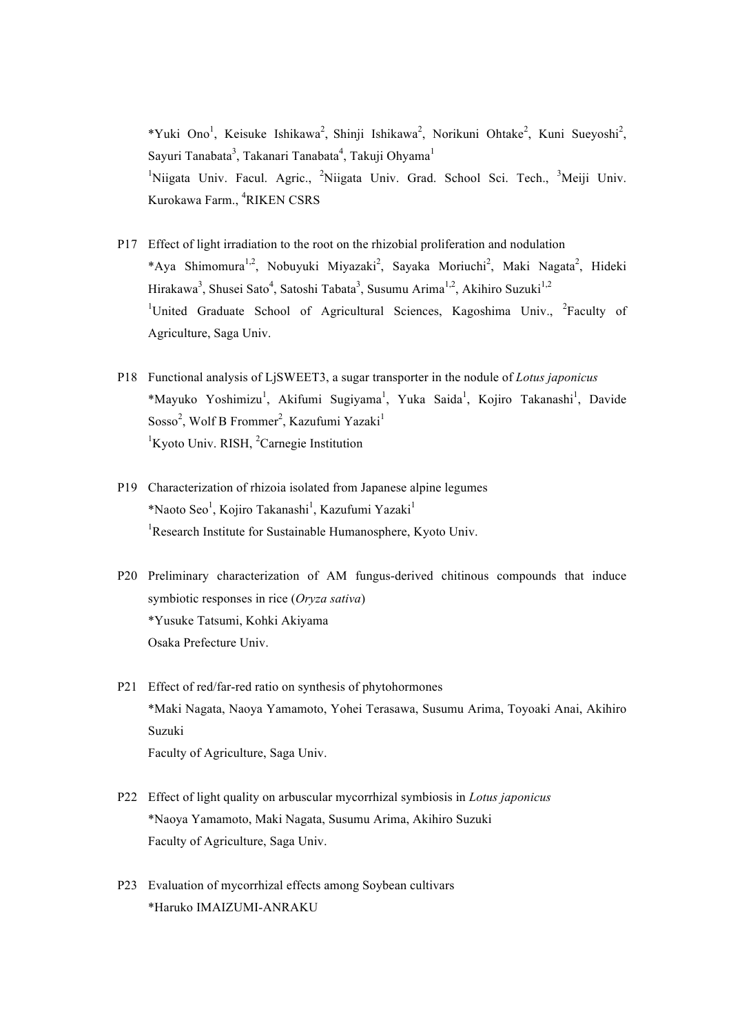*Yuki Ono[1], Keisuke Ishikawa[2], Shinji Ishikawa[2], Norikuni Ohtake[2], Kuni Sueyoshi[2], Sayuri Tanabata[3], Takanari Tanabata[4], Takuji Ohyama[1]

[1]Niigata Univ. Facul. Agric., [2]Niigata Univ. Grad. School Sci. Tech., [3]Meiji Univ. Kurokawa Farm., [4]RIKEN CSRS

P17 Effect of light irradiation to the root on the rhizobial proliferation and nodulation

*Aya Shimomura[1,2], Nobuyuki Miyazaki[2], Sayaka Moriuchi[2], Maki Nagata[2], Hideki Hirakawa[3], Shusei Sato[4], Satoshi Tabata[3], Susumu Arima[1,2], Akihiro Suzuki[1,2]

[1]United Graduate School of Agricultural Sciences, Kagoshima Univ., [2]Faculty of Agriculture, Saga Univ.

P18 Functional analysis of LjSWEET3, a sugar transporter in the nodule of *Lotus japonicus*

*Mayuko Yoshimizu[1], Akifumi Sugiyama[1], Yuka Saida[1], Kojiro Takanashi[1], Davide Sosso[2], Wolf B Frommer[2], Kazufumi Yazaki[1]

[1]Kyoto Univ. RISH, [2]Carnegie Institution

P19 Characterization of rhizoia isolated from Japanese alpine legumes

*Naoto Seo[1], Kojiro Takanashi[1], Kazufumi Yazaki[1]

[1]Research Institute for Sustainable Humanosphere, Kyoto Univ.

P20 Preliminary characterization of AM fungus-derived chitinous compounds that induce symbiotic responses in rice (*Oryza sativa*)

*Yusuke Tatsumi, Kohki Akiyama

Osaka Prefecture Univ.

P21 Effect of red/far-red ratio on synthesis of phytohormones

*Maki Nagata, Naoya Yamamoto, Yohei Terasawa, Susumu Arima, Toyoaki Anai, Akihiro Suzuki

Faculty of Agriculture, Saga Univ.

P22 Effect of light quality on arbuscular mycorrhizal symbiosis in *Lotus japonicus*

*Naoya Yamamoto, Maki Nagata, Susumu Arima, Akihiro Suzuki

Faculty of Agriculture, Saga Univ.

P23 Evaluation of mycorrhizal effects among Soybean cultivars

*Haruko IMAIZUMI-ANRAKU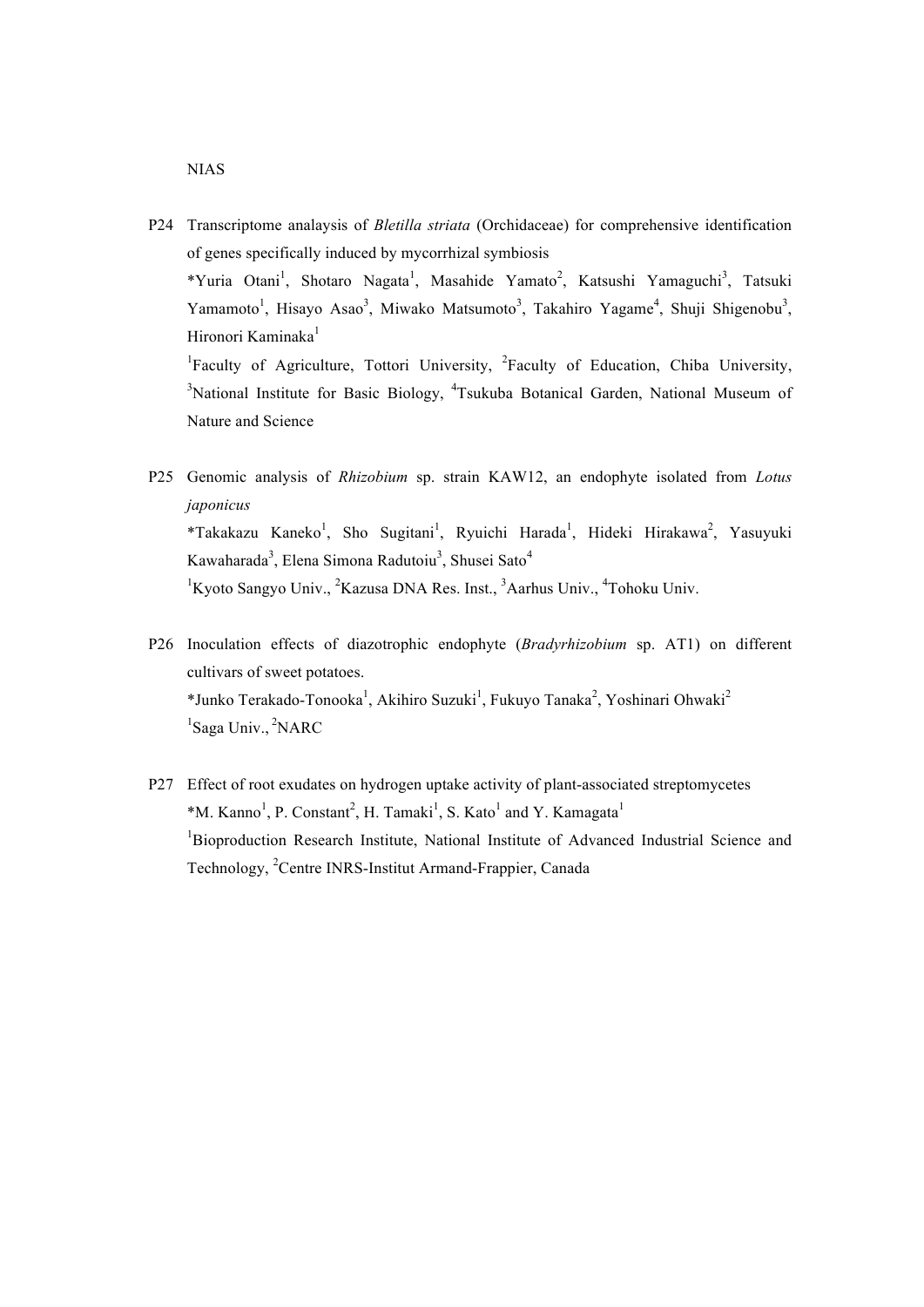NIAS

P24 Transcriptome analaysis of *Bletilla striata* (Orchidaceae) for comprehensive identification of genes specifically induced by mycorrhizal symbiosis

*Yuria Otani[1], Shotaro Nagata[1], Masahide Yamato[2], Katsushi Yamaguchi[3], Tatsuki Yamamoto[1], Hisayo Asao[3], Miwako Matsumoto[3], Takahiro Yagame[4], Shuji Shigenobu[3], Hironori Kaminaka[1]

[1]Faculty of Agriculture, Tottori University, [2]Faculty of Education, Chiba University, [3]National Institute for Basic Biology, [4]Tsukuba Botanical Garden, National Museum of Nature and Science

P25 Genomic analysis of *Rhizobium* sp. strain KAW12, an endophyte isolated from *Lotus japonicus*

*Takakazu Kaneko[1], Sho Sugitani[1], Ryuichi Harada[1], Hideki Hirakawa[2], Yasuyuki Kawaharada[3], Elena Simona Radutoiu[3], Shusei Sato[4]

[1]Kyoto Sangyo Univ., [2]Kazusa DNA Res. Inst., [3]Aarhus Univ., [4]Tohoku Univ.

P26 Inoculation effects of diazotrophic endophyte (*Bradyrhizobium* sp. AT1) on different cultivars of sweet potatoes.

*Junko Terakado-Tonooka[1], Akihiro Suzuki[1], Fukuyo Tanaka[2], Yoshinari Ohwaki[2]

[1]Saga Univ., [2]NARC

P27 Effect of root exudates on hydrogen uptake activity of plant-associated streptomycetes

*M. Kanno[1], P. Constant[2], H. Tamaki[1], S. Kato[1] and Y. Kamagata[1]

[1]Bioproduction Research Institute, National Institute of Advanced Industrial Science and Technology, [2]Centre INRS-Institut Armand-Frappier, Canada